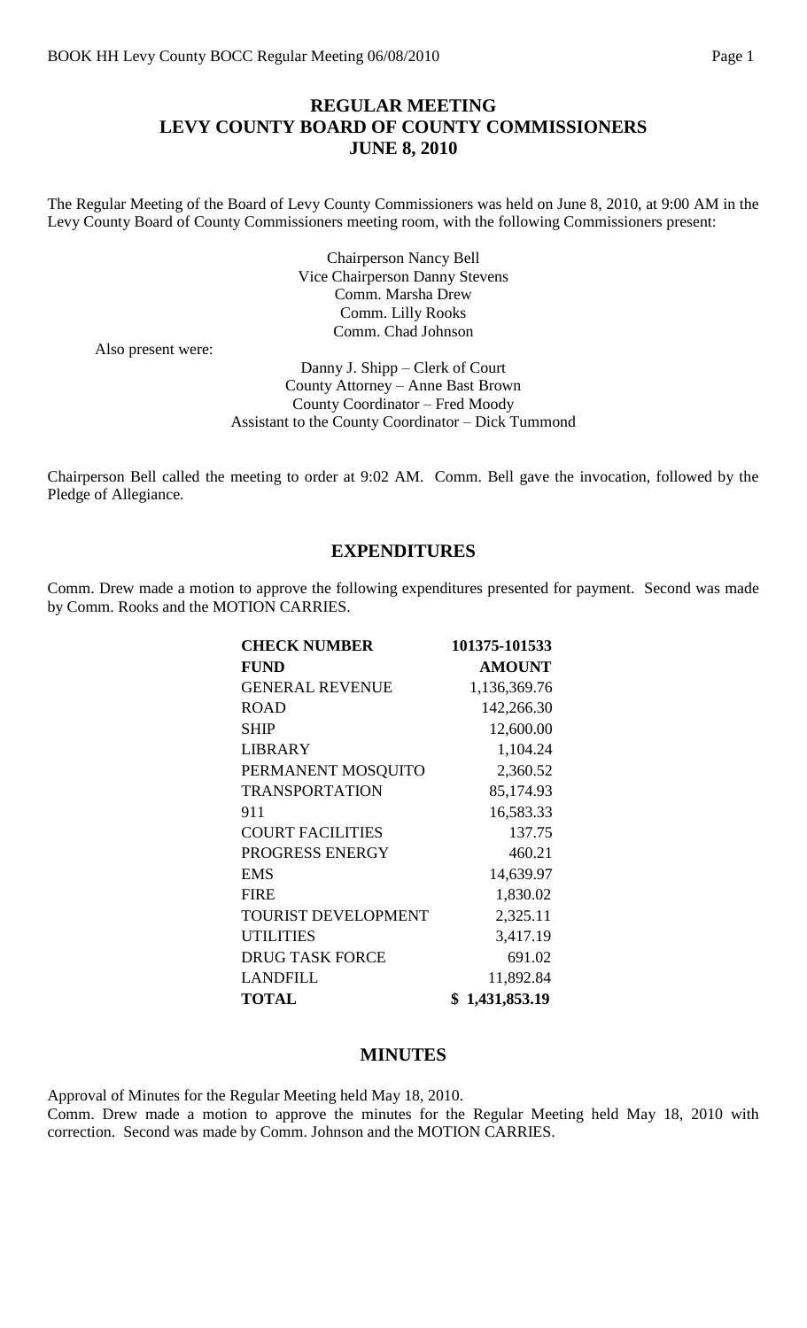# REGULAR MEETING
# LEVY COUNTY BOARD OF COUNTY COMMISSIONERS
# JUNE 8, 2010

The Regular Meeting of the Board of Levy County Commissioners was held on June 8, 2010, at 9:00 AM in the Levy County Board of County Commissioners meeting room, with the following Commissioners present:

Chairperson Nancy Bell
Vice Chairperson Danny Stevens
Comm. Marsha Drew
Comm. Lilly Rooks
Comm. Chad Johnson

Also present were:

Danny J. Shipp – Clerk of Court
County Attorney – Anne Bast Brown
County Coordinator – Fred Moody
Assistant to the County Coordinator – Dick Tummond

Chairperson Bell called the meeting to order at 9:02 AM. Comm. Bell gave the invocation, followed by the Pledge of Allegiance.

## EXPENDITURES

Comm. Drew made a motion to approve the following expenditures presented for payment. Second was made by Comm. Rooks and the MOTION CARRIES.

| **CHECK NUMBER** | **101375-101533** |
|---|---|
| **FUND** | **AMOUNT** |
| GENERAL REVENUE | 1,136,369.76 |
| ROAD | 142,266.30 |
| SHIP | 12,600.00 |
| LIBRARY | 1,104.24 |
| PERMANENT MOSQUITO | 2,360.52 |
| TRANSPORTATION | 85,174.93 |
| 911 | 16,583.33 |
| COURT FACILITIES | 137.75 |
| PROGRESS ENERGY | 460.21 |
| EMS | 14,639.97 |
| FIRE | 1,830.02 |
| TOURIST DEVELOPMENT | 2,325.11 |
| UTILITIES | 3,417.19 |
| DRUG TASK FORCE | 691.02 |
| LANDFILL | 11,892.84 |
| **TOTAL** | **$ 1,431,853.19** |

## MINUTES

Approval of Minutes for the Regular Meeting held May 18, 2010.
Comm. Drew made a motion to approve the minutes for the Regular Meeting held May 18, 2010 with correction. Second was made by Comm. Johnson and the MOTION CARRIES.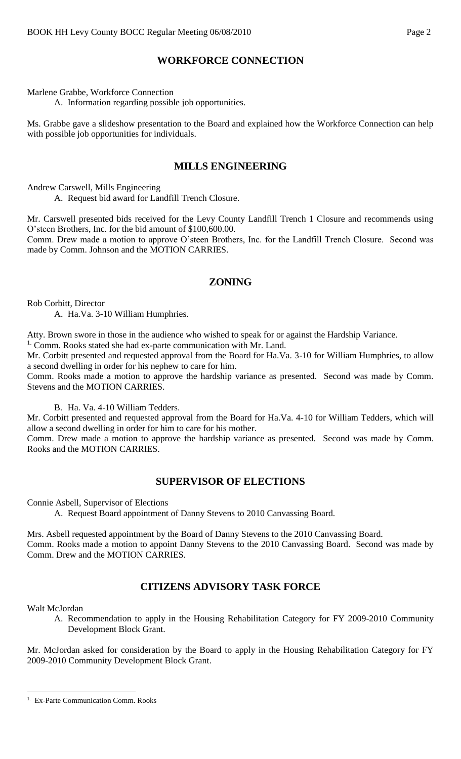## WORKFORCE CONNECTION

Marlene Grabbe, Workforce Connection

A. Information regarding possible job opportunities.

Ms. Grabbe gave a slideshow presentation to the Board and explained how the Workforce Connection can help with possible job opportunities for individuals.

## MILLS ENGINEERING

Andrew Carswell, Mills Engineering

A. Request bid award for Landfill Trench Closure.

Mr. Carswell presented bids received for the Levy County Landfill Trench 1 Closure and recommends using O'steen Brothers, Inc. for the bid amount of $100,600.00.

Comm. Drew made a motion to approve O'steen Brothers, Inc. for the Landfill Trench Closure. Second was made by Comm. Johnson and the MOTION CARRIES.

## ZONING

Rob Corbitt, Director

A. Ha.Va. 3-10 William Humphries.

Atty. Brown swore in those in the audience who wished to speak for or against the Hardship Variance.

[1] Comm. Rooks stated she had ex-parte communication with Mr. Land.

Mr. Corbitt presented and requested approval from the Board for Ha.Va. 3-10 for William Humphries, to allow a second dwelling in order for his nephew to care for him.

Comm. Rooks made a motion to approve the hardship variance as presented. Second was made by Comm. Stevens and the MOTION CARRIES.

B. Ha. Va. 4-10 William Tedders.

Mr. Corbitt presented and requested approval from the Board for Ha.Va. 4-10 for William Tedders, which will allow a second dwelling in order for him to care for his mother.

Comm. Drew made a motion to approve the hardship variance as presented. Second was made by Comm. Rooks and the MOTION CARRIES.

## SUPERVISOR OF ELECTIONS

Connie Asbell, Supervisor of Elections

A. Request Board appointment of Danny Stevens to 2010 Canvassing Board.

Mrs. Asbell requested appointment by the Board of Danny Stevens to the 2010 Canvassing Board.

Comm. Rooks made a motion to appoint Danny Stevens to the 2010 Canvassing Board. Second was made by Comm. Drew and the MOTION CARRIES.

## CITIZENS ADVISORY TASK FORCE

Walt McJordan

A. Recommendation to apply in the Housing Rehabilitation Category for FY 2009-2010 Community Development Block Grant.

Mr. McJordan asked for consideration by the Board to apply in the Housing Rehabilitation Category for FY 2009-2010 Community Development Block Grant.

---

[1] Ex-Parte Communication Comm. Rooks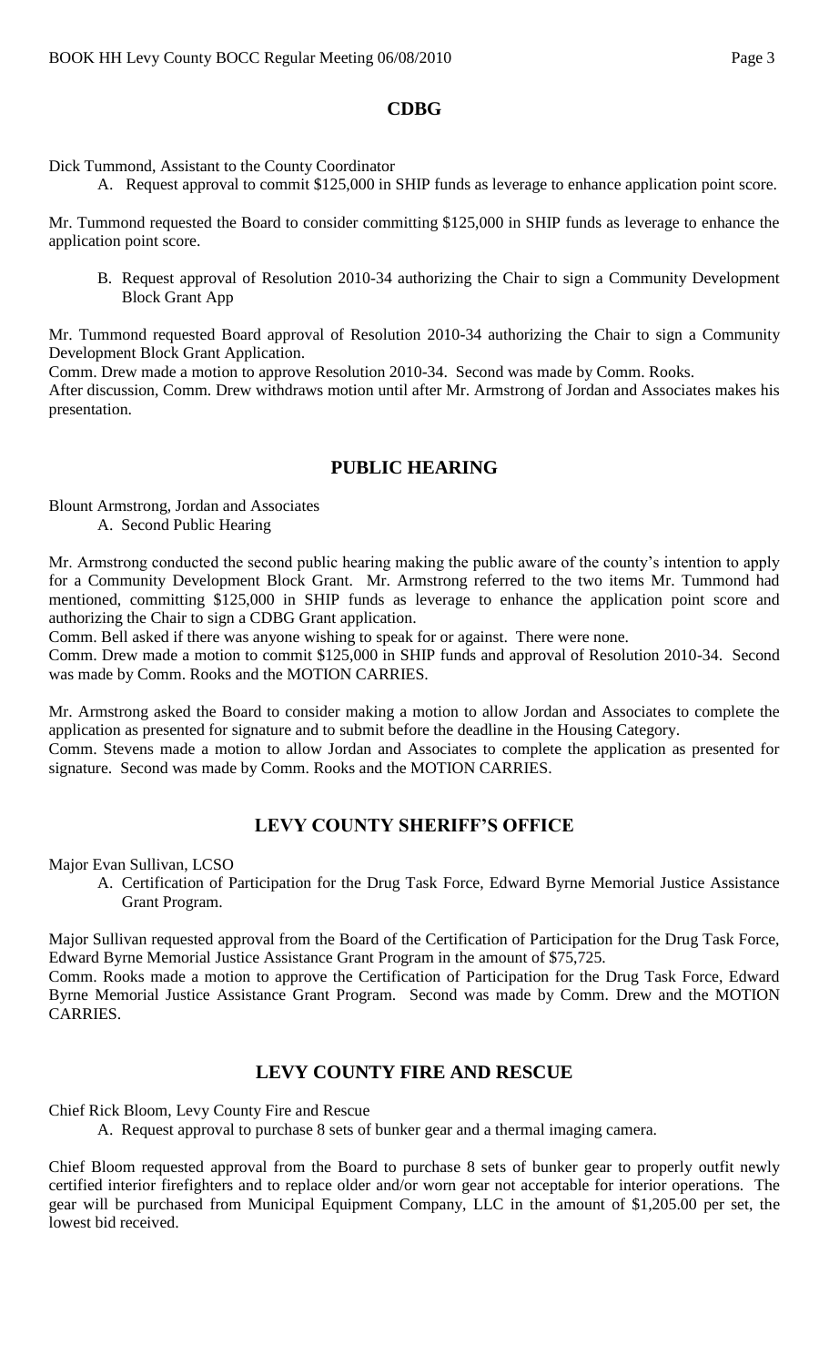## CDBG

Dick Tummond, Assistant to the County Coordinator

A. Request approval to commit $125,000 in SHIP funds as leverage to enhance application point score.

Mr. Tummond requested the Board to consider committing $125,000 in SHIP funds as leverage to enhance the application point score.

B. Request approval of Resolution 2010-34 authorizing the Chair to sign a Community Development Block Grant App

Mr. Tummond requested Board approval of Resolution 2010-34 authorizing the Chair to sign a Community Development Block Grant Application.

Comm. Drew made a motion to approve Resolution 2010-34. Second was made by Comm. Rooks.

After discussion, Comm. Drew withdraws motion until after Mr. Armstrong of Jordan and Associates makes his presentation.

## PUBLIC HEARING

Blount Armstrong, Jordan and Associates

A. Second Public Hearing

Mr. Armstrong conducted the second public hearing making the public aware of the county's intention to apply for a Community Development Block Grant. Mr. Armstrong referred to the two items Mr. Tummond had mentioned, committing $125,000 in SHIP funds as leverage to enhance the application point score and authorizing the Chair to sign a CDBG Grant application.

Comm. Bell asked if there was anyone wishing to speak for or against. There were none.

Comm. Drew made a motion to commit $125,000 in SHIP funds and approval of Resolution 2010-34. Second was made by Comm. Rooks and the MOTION CARRIES.

Mr. Armstrong asked the Board to consider making a motion to allow Jordan and Associates to complete the application as presented for signature and to submit before the deadline in the Housing Category.

Comm. Stevens made a motion to allow Jordan and Associates to complete the application as presented for signature. Second was made by Comm. Rooks and the MOTION CARRIES.

## LEVY COUNTY SHERIFF'S OFFICE

Major Evan Sullivan, LCSO

A. Certification of Participation for the Drug Task Force, Edward Byrne Memorial Justice Assistance Grant Program.

Major Sullivan requested approval from the Board of the Certification of Participation for the Drug Task Force, Edward Byrne Memorial Justice Assistance Grant Program in the amount of $75,725.

Comm. Rooks made a motion to approve the Certification of Participation for the Drug Task Force, Edward Byrne Memorial Justice Assistance Grant Program. Second was made by Comm. Drew and the MOTION CARRIES.

## LEVY COUNTY FIRE AND RESCUE

Chief Rick Bloom, Levy County Fire and Rescue

A. Request approval to purchase 8 sets of bunker gear and a thermal imaging camera.

Chief Bloom requested approval from the Board to purchase 8 sets of bunker gear to properly outfit newly certified interior firefighters and to replace older and/or worn gear not acceptable for interior operations. The gear will be purchased from Municipal Equipment Company, LLC in the amount of $1,205.00 per set, the lowest bid received.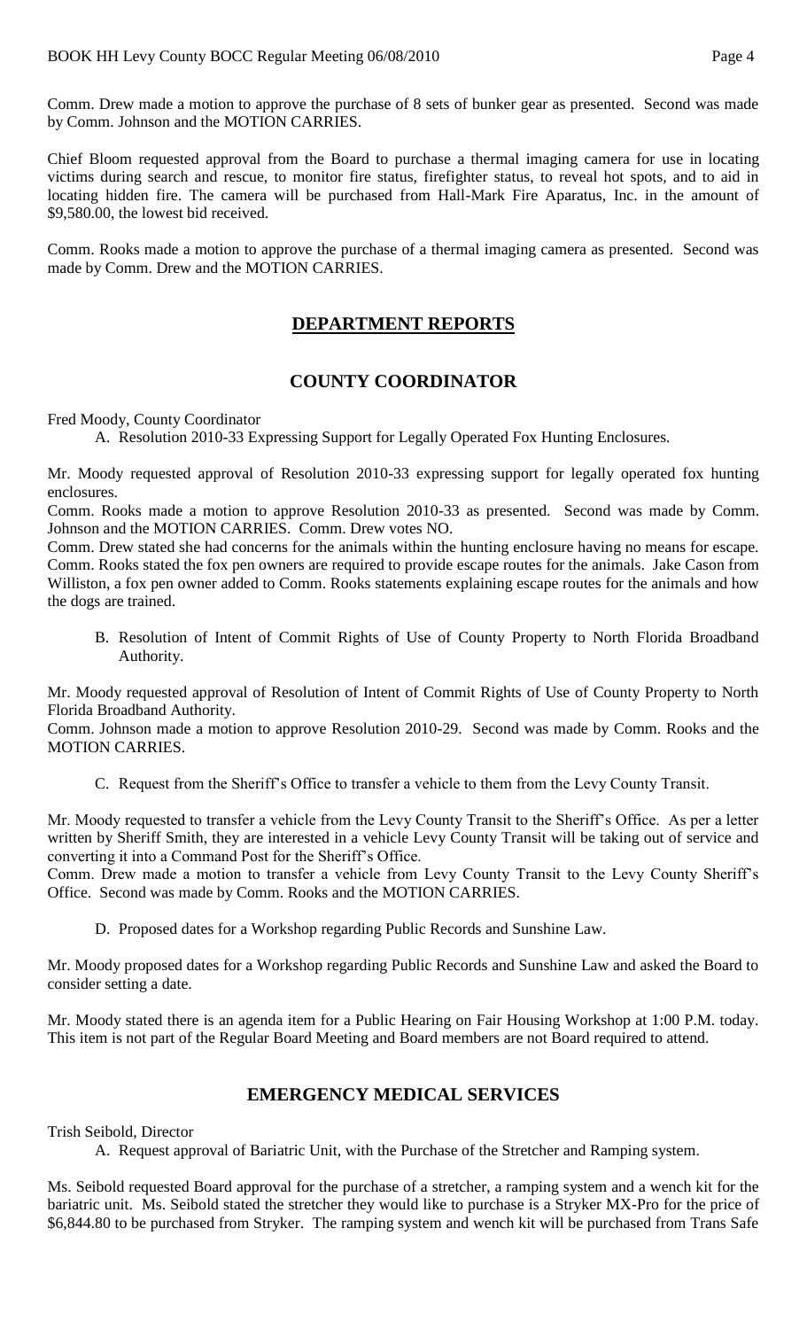Comm. Drew made a motion to approve the purchase of 8 sets of bunker gear as presented. Second was made by Comm. Johnson and the MOTION CARRIES.

Chief Bloom requested approval from the Board to purchase a thermal imaging camera for use in locating victims during search and rescue, to monitor fire status, firefighter status, to reveal hot spots, and to aid in locating hidden fire. The camera will be purchased from Hall-Mark Fire Aparatus, Inc. in the amount of \$9,580.00, the lowest bid received.

Comm. Rooks made a motion to approve the purchase of a thermal imaging camera as presented. Second was made by Comm. Drew and the MOTION CARRIES.

## DEPARTMENT REPORTS

## COUNTY COORDINATOR

Fred Moody, County Coordinator

A. Resolution 2010-33 Expressing Support for Legally Operated Fox Hunting Enclosures.

Mr. Moody requested approval of Resolution 2010-33 expressing support for legally operated fox hunting enclosures.

Comm. Rooks made a motion to approve Resolution 2010-33 as presented. Second was made by Comm. Johnson and the MOTION CARRIES. Comm. Drew votes NO.

Comm. Drew stated she had concerns for the animals within the hunting enclosure having no means for escape. Comm. Rooks stated the fox pen owners are required to provide escape routes for the animals. Jake Cason from Williston, a fox pen owner added to Comm. Rooks statements explaining escape routes for the animals and how the dogs are trained.

B. Resolution of Intent of Commit Rights of Use of County Property to North Florida Broadband Authority.

Mr. Moody requested approval of Resolution of Intent of Commit Rights of Use of County Property to North Florida Broadband Authority.

Comm. Johnson made a motion to approve Resolution 2010-29. Second was made by Comm. Rooks and the MOTION CARRIES.

C. Request from the Sheriff's Office to transfer a vehicle to them from the Levy County Transit.

Mr. Moody requested to transfer a vehicle from the Levy County Transit to the Sheriff's Office. As per a letter written by Sheriff Smith, they are interested in a vehicle Levy County Transit will be taking out of service and converting it into a Command Post for the Sheriff's Office.

Comm. Drew made a motion to transfer a vehicle from Levy County Transit to the Levy County Sheriff's Office. Second was made by Comm. Rooks and the MOTION CARRIES.

D. Proposed dates for a Workshop regarding Public Records and Sunshine Law.

Mr. Moody proposed dates for a Workshop regarding Public Records and Sunshine Law and asked the Board to consider setting a date.

Mr. Moody stated there is an agenda item for a Public Hearing on Fair Housing Workshop at 1:00 P.M. today. This item is not part of the Regular Board Meeting and Board members are not Board required to attend.

## EMERGENCY MEDICAL SERVICES

Trish Seibold, Director

A. Request approval of Bariatric Unit, with the Purchase of the Stretcher and Ramping system.

Ms. Seibold requested Board approval for the purchase of a stretcher, a ramping system and a wench kit for the bariatric unit. Ms. Seibold stated the stretcher they would like to purchase is a Stryker MX-Pro for the price of \$6,844.80 to be purchased from Stryker. The ramping system and wench kit will be purchased from Trans Safe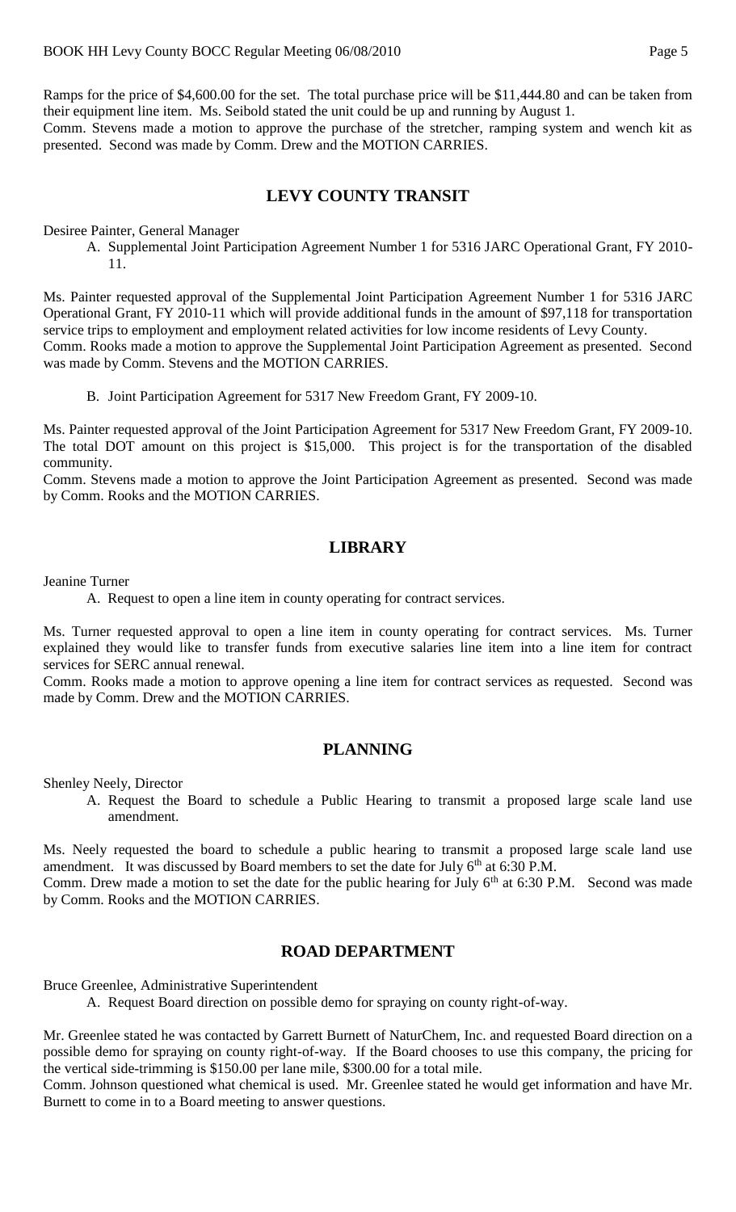Ramps for the price of $4,600.00 for the set. The total purchase price will be $11,444.80 and can be taken from their equipment line item. Ms. Seibold stated the unit could be up and running by August 1.
Comm. Stevens made a motion to approve the purchase of the stretcher, ramping system and wench kit as presented. Second was made by Comm. Drew and the MOTION CARRIES.

## LEVY COUNTY TRANSIT

Desiree Painter, General Manager

A. Supplemental Joint Participation Agreement Number 1 for 5316 JARC Operational Grant, FY 2010-11.

Ms. Painter requested approval of the Supplemental Joint Participation Agreement Number 1 for 5316 JARC Operational Grant, FY 2010-11 which will provide additional funds in the amount of $97,118 for transportation service trips to employment and employment related activities for low income residents of Levy County.
Comm. Rooks made a motion to approve the Supplemental Joint Participation Agreement as presented. Second was made by Comm. Stevens and the MOTION CARRIES.

B. Joint Participation Agreement for 5317 New Freedom Grant, FY 2009-10.

Ms. Painter requested approval of the Joint Participation Agreement for 5317 New Freedom Grant, FY 2009-10. The total DOT amount on this project is $15,000. This project is for the transportation of the disabled community.
Comm. Stevens made a motion to approve the Joint Participation Agreement as presented. Second was made by Comm. Rooks and the MOTION CARRIES.

## LIBRARY

Jeanine Turner

A. Request to open a line item in county operating for contract services.

Ms. Turner requested approval to open a line item in county operating for contract services. Ms. Turner explained they would like to transfer funds from executive salaries line item into a line item for contract services for SERC annual renewal.
Comm. Rooks made a motion to approve opening a line item for contract services as requested. Second was made by Comm. Drew and the MOTION CARRIES.

## PLANNING

Shenley Neely, Director

A. Request the Board to schedule a Public Hearing to transmit a proposed large scale land use amendment.

Ms. Neely requested the board to schedule a public hearing to transmit a proposed large scale land use amendment. It was discussed by Board members to set the date for July 6th at 6:30 P.M.
Comm. Drew made a motion to set the date for the public hearing for July 6th at 6:30 P.M. Second was made by Comm. Rooks and the MOTION CARRIES.

## ROAD DEPARTMENT

Bruce Greenlee, Administrative Superintendent

A. Request Board direction on possible demo for spraying on county right-of-way.

Mr. Greenlee stated he was contacted by Garrett Burnett of NaturChem, Inc. and requested Board direction on a possible demo for spraying on county right-of-way. If the Board chooses to use this company, the pricing for the vertical side-trimming is $150.00 per lane mile, $300.00 for a total mile.
Comm. Johnson questioned what chemical is used. Mr. Greenlee stated he would get information and have Mr. Burnett to come in to a Board meeting to answer questions.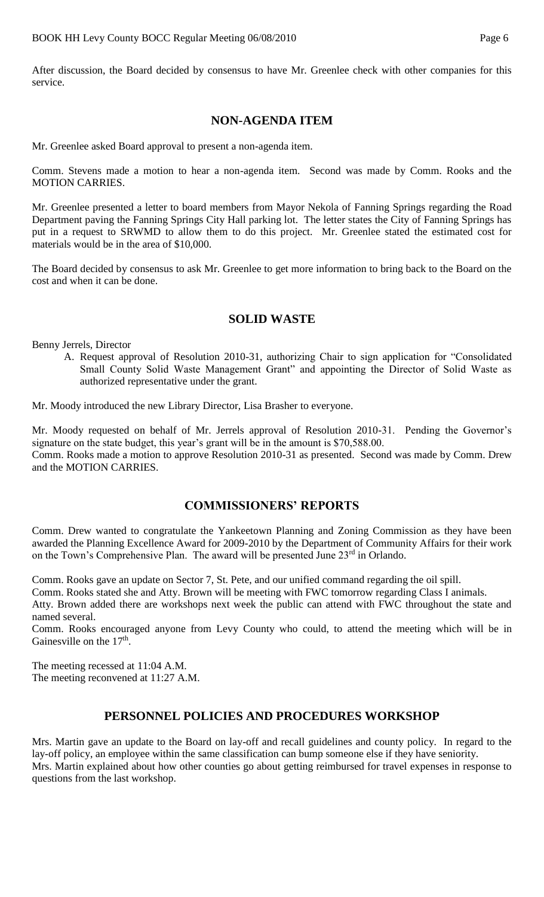After discussion, the Board decided by consensus to have Mr. Greenlee check with other companies for this service.

## NON-AGENDA ITEM

Mr. Greenlee asked Board approval to present a non-agenda item.

Comm. Stevens made a motion to hear a non-agenda item. Second was made by Comm. Rooks and the MOTION CARRIES.

Mr. Greenlee presented a letter to board members from Mayor Nekola of Fanning Springs regarding the Road Department paving the Fanning Springs City Hall parking lot. The letter states the City of Fanning Springs has put in a request to SRWMD to allow them to do this project. Mr. Greenlee stated the estimated cost for materials would be in the area of $10,000.

The Board decided by consensus to ask Mr. Greenlee to get more information to bring back to the Board on the cost and when it can be done.

## SOLID WASTE

Benny Jerrels, Director

A. Request approval of Resolution 2010-31, authorizing Chair to sign application for "Consolidated Small County Solid Waste Management Grant" and appointing the Director of Solid Waste as authorized representative under the grant.

Mr. Moody introduced the new Library Director, Lisa Brasher to everyone.

Mr. Moody requested on behalf of Mr. Jerrels approval of Resolution 2010-31. Pending the Governor's signature on the state budget, this year's grant will be in the amount is $70,588.00.
Comm. Rooks made a motion to approve Resolution 2010-31 as presented. Second was made by Comm. Drew and the MOTION CARRIES.

## COMMISSIONERS' REPORTS

Comm. Drew wanted to congratulate the Yankeetown Planning and Zoning Commission as they have been awarded the Planning Excellence Award for 2009-2010 by the Department of Community Affairs for their work on the Town's Comprehensive Plan. The award will be presented June 23rd in Orlando.

Comm. Rooks gave an update on Sector 7, St. Pete, and our unified command regarding the oil spill.
Comm. Rooks stated she and Atty. Brown will be meeting with FWC tomorrow regarding Class I animals.
Atty. Brown added there are workshops next week the public can attend with FWC throughout the state and named several.
Comm. Rooks encouraged anyone from Levy County who could, to attend the meeting which will be in Gainesville on the 17th.

The meeting recessed at 11:04 A.M.
The meeting reconvened at 11:27 A.M.

## PERSONNEL POLICIES AND PROCEDURES WORKSHOP

Mrs. Martin gave an update to the Board on lay-off and recall guidelines and county policy. In regard to the lay-off policy, an employee within the same classification can bump someone else if they have seniority.
Mrs. Martin explained about how other counties go about getting reimbursed for travel expenses in response to questions from the last workshop.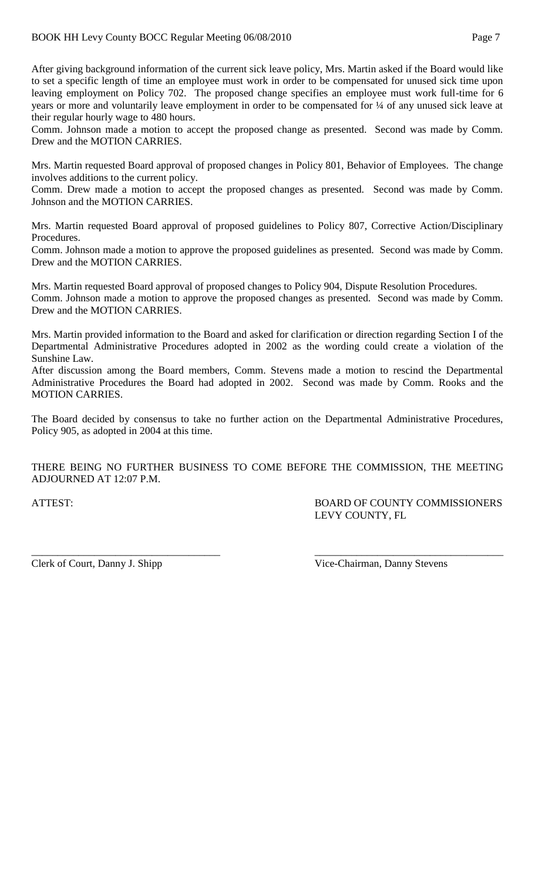After giving background information of the current sick leave policy, Mrs. Martin asked if the Board would like to set a specific length of time an employee must work in order to be compensated for unused sick time upon leaving employment on Policy 702. The proposed change specifies an employee must work full-time for 6 years or more and voluntarily leave employment in order to be compensated for ¼ of any unused sick leave at their regular hourly wage to 480 hours.

Comm. Johnson made a motion to accept the proposed change as presented. Second was made by Comm. Drew and the MOTION CARRIES.

Mrs. Martin requested Board approval of proposed changes in Policy 801, Behavior of Employees. The change involves additions to the current policy.

Comm. Drew made a motion to accept the proposed changes as presented. Second was made by Comm. Johnson and the MOTION CARRIES.

Mrs. Martin requested Board approval of proposed guidelines to Policy 807, Corrective Action/Disciplinary Procedures.

Comm. Johnson made a motion to approve the proposed guidelines as presented. Second was made by Comm. Drew and the MOTION CARRIES.

Mrs. Martin requested Board approval of proposed changes to Policy 904, Dispute Resolution Procedures.

Comm. Johnson made a motion to approve the proposed changes as presented. Second was made by Comm. Drew and the MOTION CARRIES.

Mrs. Martin provided information to the Board and asked for clarification or direction regarding Section I of the Departmental Administrative Procedures adopted in 2002 as the wording could create a violation of the Sunshine Law.

After discussion among the Board members, Comm. Stevens made a motion to rescind the Departmental Administrative Procedures the Board had adopted in 2002. Second was made by Comm. Rooks and the MOTION CARRIES.

The Board decided by consensus to take no further action on the Departmental Administrative Procedures, Policy 905, as adopted in 2004 at this time.

THERE BEING NO FURTHER BUSINESS TO COME BEFORE THE COMMISSION, THE MEETING ADJOURNED AT 12:07 P.M.

ATTEST: BOARD OF COUNTY COMMISSIONERS
LEVY COUNTY, FL

_______________________________ _______________________________

Clerk of Court, Danny J. Shipp Vice-Chairman, Danny Stevens